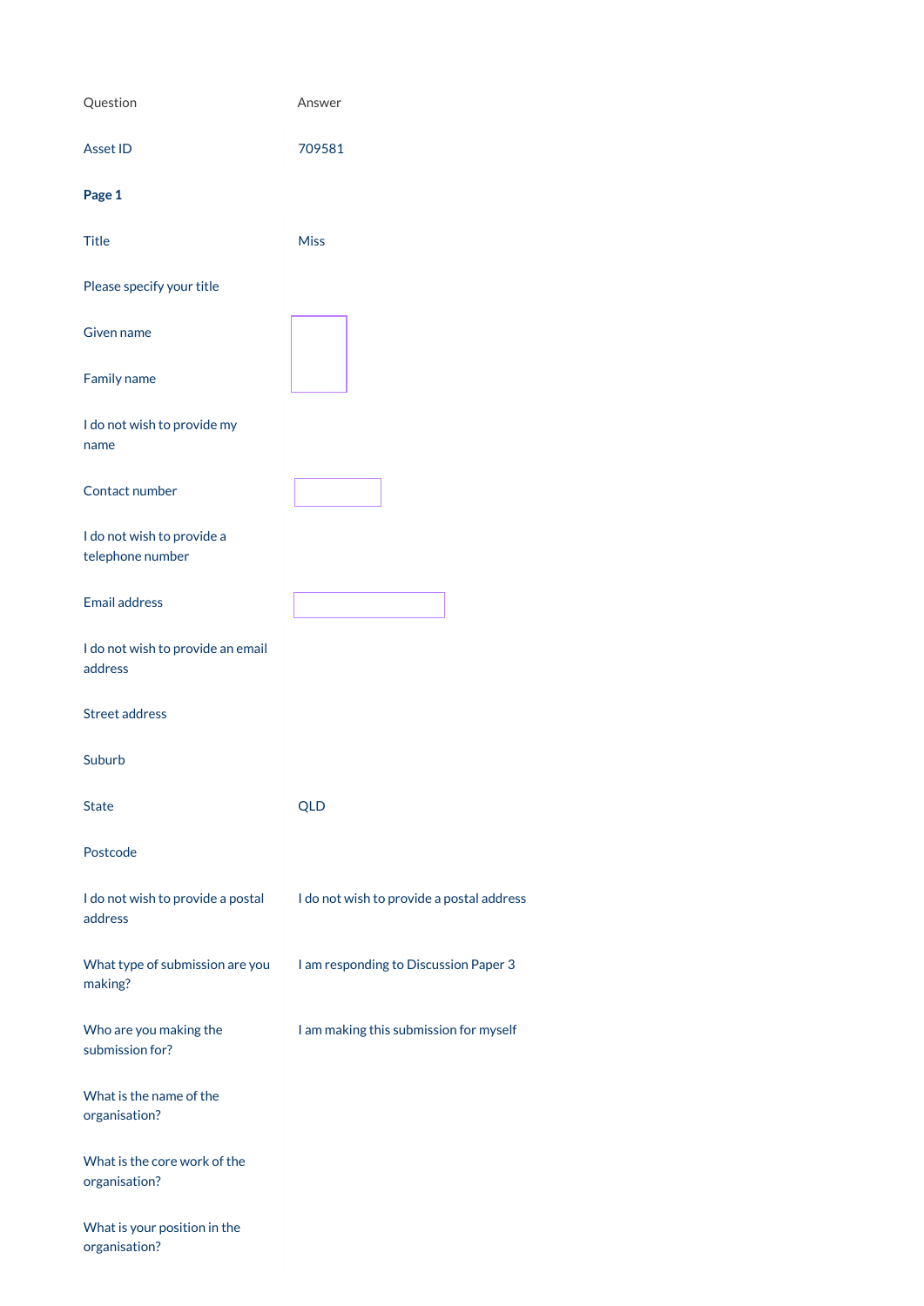| Question | Answer |
|---|---|
| Asset ID | 709581 |
| **Page 1** | |
| Title | Miss |
| Please specify your title | |
| Given name | |
| Family name | |
| I do not wish to provide my name | |
| Contact number | |
| I do not wish to provide a telephone number | |
| Email address | |
| I do not wish to provide an email address | |
| Street address | |
| Suburb | |
| State | QLD |
| Postcode | |
| I do not wish to provide a postal address | I do not wish to provide a postal address |
| What type of submission are you making? | I am responding to Discussion Paper 3 |
| Who are you making the submission for? | I am making this submission for myself |
| What is the name of the organisation? | |
| What is the core work of the organisation? | |
| What is your position in the organisation? | |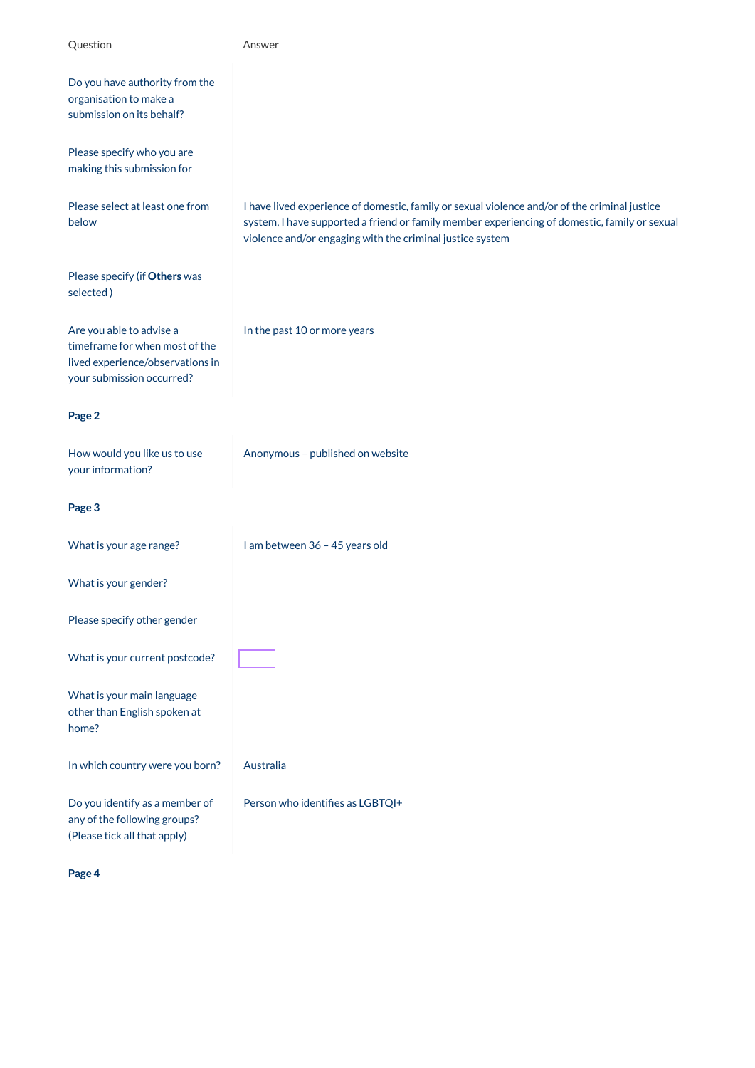| Question | Answer |
| --- | --- |
| Do you have authority from the organisation to make a submission on its behalf? | |
| Please specify who you are making this submission for | |
| Please select at least one from below | I have lived experience of domestic, family or sexual violence and/or of the criminal justice system, I have supported a friend or family member experiencing of domestic, family or sexual violence and/or engaging with the criminal justice system |
| Please specify (if **Others** was selected ) | |
| Are you able to advise a timeframe for when most of the lived experience/observations in your submission occurred? | In the past 10 or more years |

**Page 2**

| Question | Answer |
| --- | --- |
| How would you like us to use your information? | Anonymous – published on website |

**Page 3**

| Question | Answer |
| --- | --- |
| What is your age range? | I am between 36 – 45 years old |
| What is your gender? | |
| Please specify other gender | |
| What is your current postcode? | |
| What is your main language other than English spoken at home? | |
| In which country were you born? | Australia |
| Do you identify as a member of any of the following groups? (Please tick all that apply) | Person who identifies as LGBTQI+ |

**Page 4**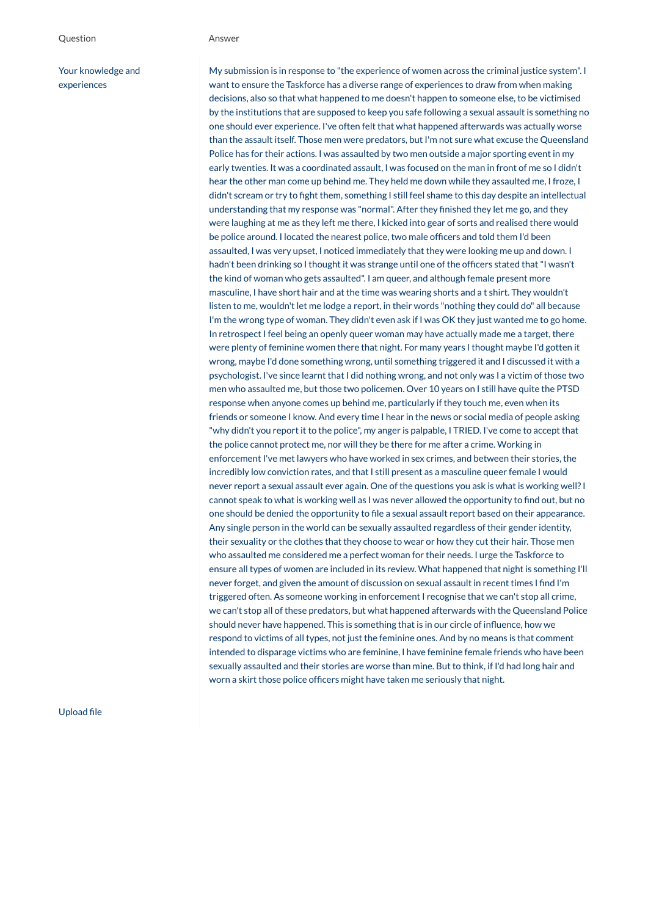| Question | Answer |
| --- | --- |
| Your knowledge and experiences | My submission is in response to "the experience of women across the criminal justice system". I want to ensure the Taskforce has a diverse range of experiences to draw from when making decisions, also so that what happened to me doesn't happen to someone else, to be victimised by the institutions that are supposed to keep you safe following a sexual assault is something no one should ever experience. I've often felt that what happened afterwards was actually worse than the assault itself. Those men were predators, but I'm not sure what excuse the Queensland Police has for their actions. I was assaulted by two men outside a major sporting event in my early twenties. It was a coordinated assault, I was focused on the man in front of me so I didn't hear the other man come up behind me. They held me down while they assaulted me, I froze, I didn't scream or try to fight them, something I still feel shame to this day despite an intellectual understanding that my response was "normal". After they finished they let me go, and they were laughing at me as they left me there, I kicked into gear of sorts and realised there would be police around. I located the nearest police, two male officers and told them I'd been assaulted, I was very upset, I noticed immediately that they were looking me up and down. I hadn't been drinking so I thought it was strange until one of the officers stated that "I wasn't the kind of woman who gets assaulted". I am queer, and although female present more masculine, I have short hair and at the time was wearing shorts and a t shirt. They wouldn't listen to me, wouldn't let me lodge a report, in their words "nothing they could do" all because I'm the wrong type of woman. They didn't even ask if I was OK they just wanted me to go home. In retrospect I feel being an openly queer woman may have actually made me a target, there were plenty of feminine women there that night. For many years I thought maybe I'd gotten it wrong, maybe I'd done something wrong, until something triggered it and I discussed it with a psychologist. I've since learnt that I did nothing wrong, and not only was I a victim of those two men who assaulted me, but those two policemen. Over 10 years on I still have quite the PTSD response when anyone comes up behind me, particularly if they touch me, even when its friends or someone I know. And every time I hear in the news or social media of people asking "why didn't you report it to the police", my anger is palpable, I TRIED. I've come to accept that the police cannot protect me, nor will they be there for me after a crime. Working in enforcement I've met lawyers who have worked in sex crimes, and between their stories, the incredibly low conviction rates, and that I still present as a masculine queer female I would never report a sexual assault ever again. One of the questions you ask is what is working well? I cannot speak to what is working well as I was never allowed the opportunity to find out, but no one should be denied the opportunity to file a sexual assault report based on their appearance. Any single person in the world can be sexually assaulted regardless of their gender identity, their sexuality or the clothes that they choose to wear or how they cut their hair. Those men who assaulted me considered me a perfect woman for their needs. I urge the Taskforce to ensure all types of women are included in its review. What happened that night is something I'll never forget, and given the amount of discussion on sexual assault in recent times I find I'm triggered often. As someone working in enforcement I recognise that we can't stop all crime, we can't stop all of these predators, but what happened afterwards with the Queensland Police should never have happened. This is something that is in our circle of influence, how we respond to victims of all types, not just the feminine ones. And by no means is that comment intended to disparage victims who are feminine, I have feminine female friends who have been sexually assaulted and their stories are worse than mine. But to think, if I'd had long hair and worn a skirt those police officers might have taken me seriously that night. |
| Upload file | |